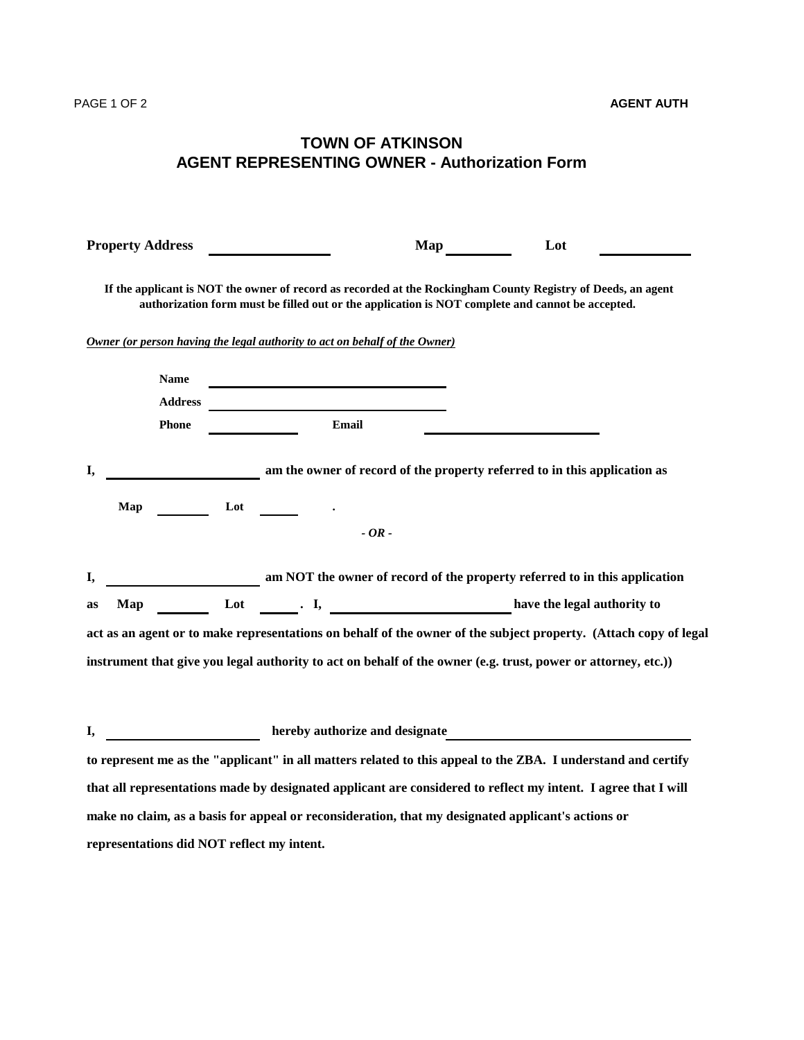# TOWN OF ATKINSON
## AGENT REPRESENTING OWNER - Authorization Form

**Property Address** \_\_\_\_\_\_\_\_\_\_\_\_\_\_\_\_ **Map** \_\_\_\_\_\_\_\_ **Lot** \_\_\_\_\_\_\_\_\_\_\_\_

**If the applicant is NOT the owner of record as recorded at the Rockingham County Registry of Deeds, an agent authorization form must be filled out or the application is NOT complete and cannot be accepted.**

***Owner (or person having the legal authority to act on behalf of the Owner)***

**Name** \_\_\_\_\_\_\_\_\_\_\_\_\_\_\_\_\_\_\_\_\_\_\_\_\_\_\_\_\_\_\_\_

**Address** \_\_\_\_\_\_\_\_\_\_\_\_\_\_\_\_\_\_\_\_\_\_\_\_\_\_\_\_\_\_\_\_

**Phone** \_\_\_\_\_\_\_\_\_\_\_\_ **Email** \_\_\_\_\_\_\_\_\_\_\_\_\_\_\_\_\_\_\_\_\_\_\_\_

**I,** \_\_\_\_\_\_\_\_\_\_\_\_\_\_\_\_\_\_\_\_ **am the owner of record of the property referred to in this application as**

**Map** \_\_\_\_\_\_\_ **Lot** \_\_\_\_\_ **.**

***- OR -***

**I,** \_\_\_\_\_\_\_\_\_\_\_\_\_\_\_\_\_\_\_\_ **am NOT the owner of record of the property referred to in this application as Map** \_\_\_\_\_\_\_ **Lot** \_\_\_\_\_ **. I,** \_\_\_\_\_\_\_\_\_\_\_\_\_\_\_\_\_\_\_\_\_\_\_\_ **have the legal authority to act as an agent or to make representations on behalf of the owner of the subject property. (Attach copy of legal instrument that give you legal authority to act on behalf of the owner (e.g. trust, power or attorney, etc.))**

**I,** \_\_\_\_\_\_\_\_\_\_\_\_\_\_\_\_\_\_\_\_ **hereby authorize and designate** \_\_\_\_\_\_\_\_\_\_\_\_\_\_\_\_\_\_\_\_\_\_\_\_\_\_\_\_\_\_\_\_ **to represent me as the "applicant" in all matters related to this appeal to the ZBA. I understand and certify that all representations made by designated applicant are considered to reflect my intent. I agree that I will make no claim, as a basis for appeal or reconsideration, that my designated applicant's actions or representations did NOT reflect my intent.**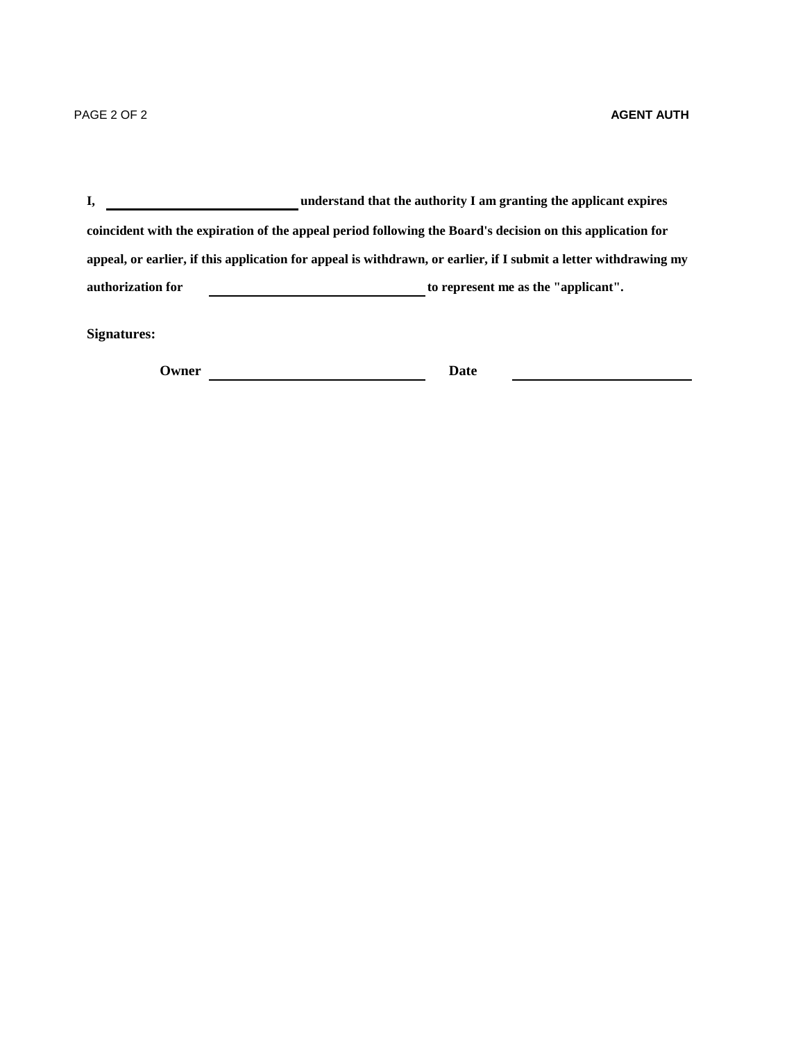**I, \_\_\_\_\_\_\_\_\_\_\_\_\_\_\_\_\_\_\_\_\_\_\_\_\_\_\_\_ understand that the authority I am granting the applicant expires coincident with the expiration of the appeal period following the Board's decision on this application for appeal, or earlier, if this application for appeal is withdrawn, or earlier, if I submit a letter withdrawing my authorization for \_\_\_\_\_\_\_\_\_\_\_\_\_\_\_\_\_\_\_\_\_\_\_\_\_\_\_\_\_\_\_\_ to represent me as the "applicant".**

**Signatures:**

**Owner** \_\_\_\_\_\_\_\_\_\_\_\_\_\_\_\_\_\_\_\_\_\_\_\_\_\_\_\_\_\_\_\_ **Date** \_\_\_\_\_\_\_\_\_\_\_\_\_\_\_\_\_\_\_\_\_\_\_\_\_\_